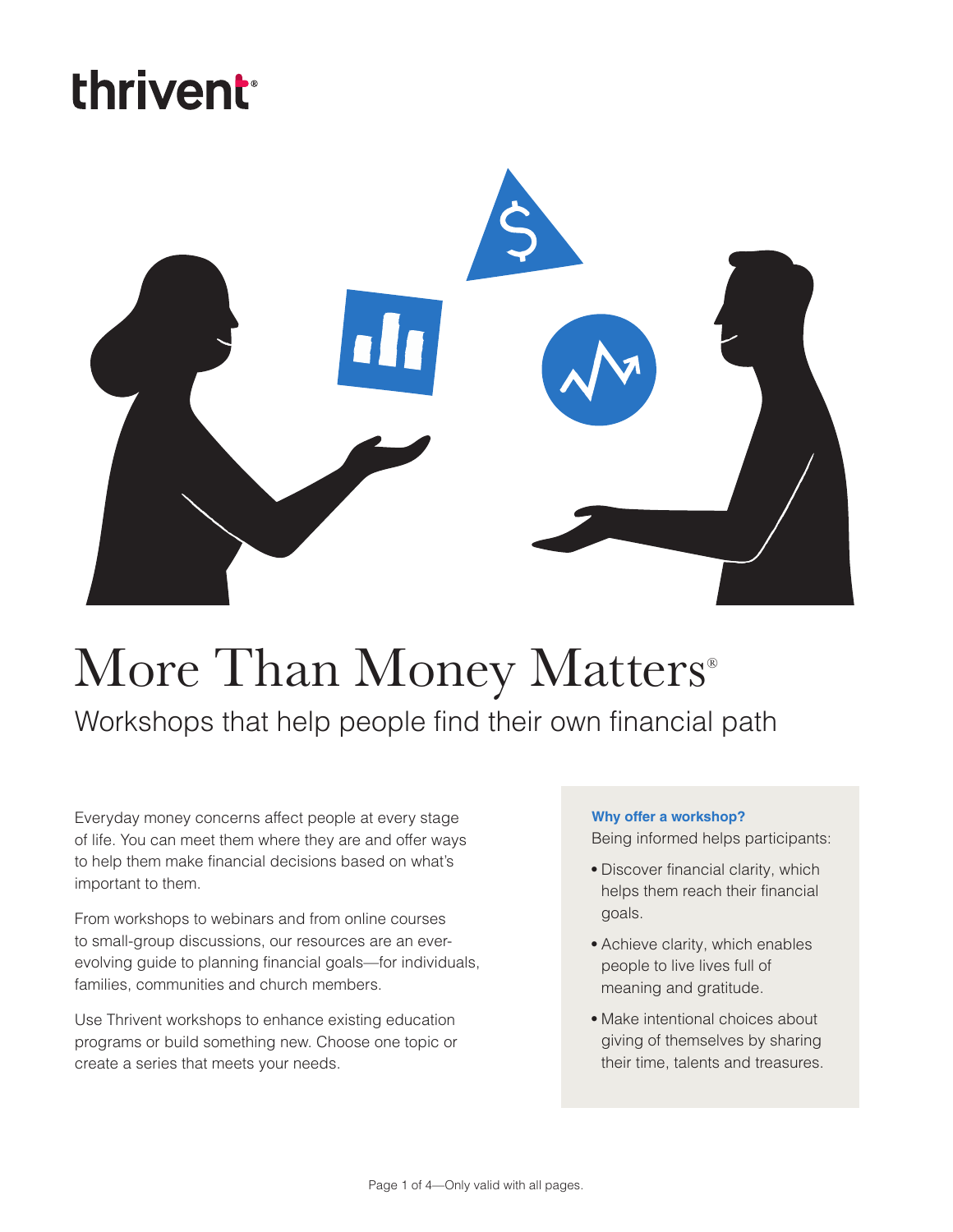thrivent®

# More Than Money Matters®

## Workshops that help people find their own financial path

Everyday money concerns affect people at every stage of life. You can meet them where they are and offer ways to help them make financial decisions based on what's important to them.

From workshops to webinars and from online courses to small-group discussions, our resources are an ever-evolving guide to planning financial goals—for individuals, families, communities and church members.

Use Thrivent workshops to enhance existing education programs or build something new. Choose one topic or create a series that meets your needs.

**Why offer a workshop?**

Being informed helps participants:

- Discover financial clarity, which helps them reach their financial goals.
- Achieve clarity, which enables people to live lives full of meaning and gratitude.
- Make intentional choices about giving of themselves by sharing their time, talents and treasures.

Page 1 of 4—Only valid with all pages.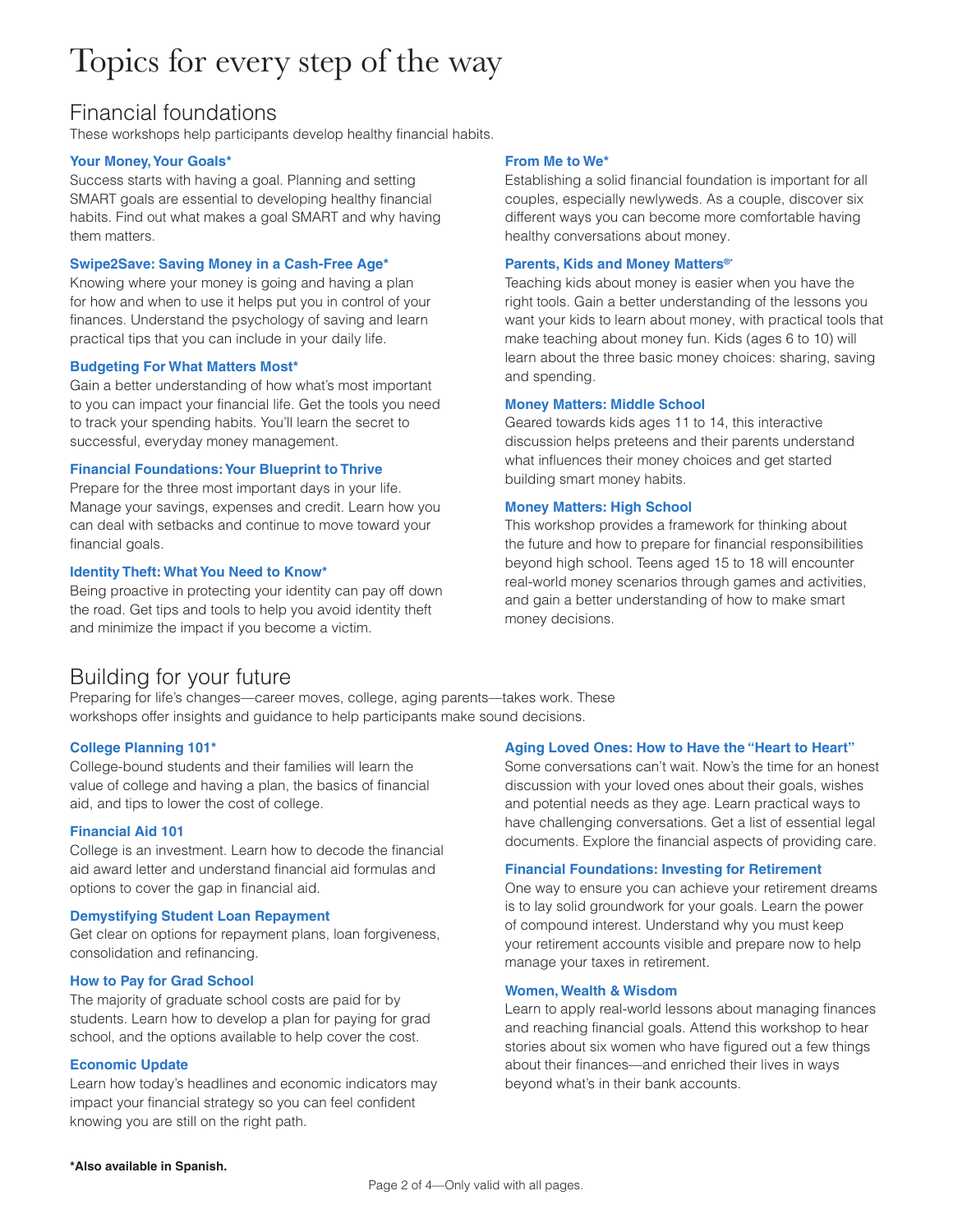# Topics for every step of the way

## Financial foundations

These workshops help participants develop healthy financial habits.

### Your Money, Your Goals*

Success starts with having a goal. Planning and setting SMART goals are essential to developing healthy financial habits. Find out what makes a goal SMART and why having them matters.

### Swipe2Save: Saving Money in a Cash-Free Age*

Knowing where your money is going and having a plan for how and when to use it helps put you in control of your finances. Understand the psychology of saving and learn practical tips that you can include in your daily life.

### Budgeting For What Matters Most*

Gain a better understanding of how what's most important to you can impact your financial life. Get the tools you need to track your spending habits. You'll learn the secret to successful, everyday money management.

### Financial Foundations: Your Blueprint to Thrive

Prepare for the three most important days in your life. Manage your savings, expenses and credit. Learn how you can deal with setbacks and continue to move toward your financial goals.

### Identity Theft: What You Need to Know*

Being proactive in protecting your identity can pay off down the road. Get tips and tools to help you avoid identity theft and minimize the impact if you become a victim.

### From Me to We*

Establishing a solid financial foundation is important for all couples, especially newlyweds. As a couple, discover six different ways you can become more comfortable having healthy conversations about money.

### Parents, Kids and Money Matters®*

Teaching kids about money is easier when you have the right tools. Gain a better understanding of the lessons you want your kids to learn about money, with practical tools that make teaching about money fun. Kids (ages 6 to 10) will learn about the three basic money choices: sharing, saving and spending.

### Money Matters: Middle School

Geared towards kids ages 11 to 14, this interactive discussion helps preteens and their parents understand what influences their money choices and get started building smart money habits.

### Money Matters: High School

This workshop provides a framework for thinking about the future and how to prepare for financial responsibilities beyond high school. Teens aged 15 to 18 will encounter real-world money scenarios through games and activities, and gain a better understanding of how to make smart money decisions.

## Building for your future

Preparing for life's changes—career moves, college, aging parents—takes work. These workshops offer insights and guidance to help participants make sound decisions.

### College Planning 101*

College-bound students and their families will learn the value of college and having a plan, the basics of financial aid, and tips to lower the cost of college.

### Financial Aid 101

College is an investment. Learn how to decode the financial aid award letter and understand financial aid formulas and options to cover the gap in financial aid.

### Demystifying Student Loan Repayment

Get clear on options for repayment plans, loan forgiveness, consolidation and refinancing.

### How to Pay for Grad School

The majority of graduate school costs are paid for by students. Learn how to develop a plan for paying for grad school, and the options available to help cover the cost.

### Economic Update

Learn how today's headlines and economic indicators may impact your financial strategy so you can feel confident knowing you are still on the right path.

### Aging Loved Ones: How to Have the "Heart to Heart"

Some conversations can't wait. Now's the time for an honest discussion with your loved ones about their goals, wishes and potential needs as they age. Learn practical ways to have challenging conversations. Get a list of essential legal documents. Explore the financial aspects of providing care.

### Financial Foundations: Investing for Retirement

One way to ensure you can achieve your retirement dreams is to lay solid groundwork for your goals. Learn the power of compound interest. Understand why you must keep your retirement accounts visible and prepare now to help manage your taxes in retirement.

### Women, Wealth & Wisdom

Learn to apply real-world lessons about managing finances and reaching financial goals. Attend this workshop to hear stories about six women who have figured out a few things about their finances—and enriched their lives in ways beyond what's in their bank accounts.

**\*Also available in Spanish.**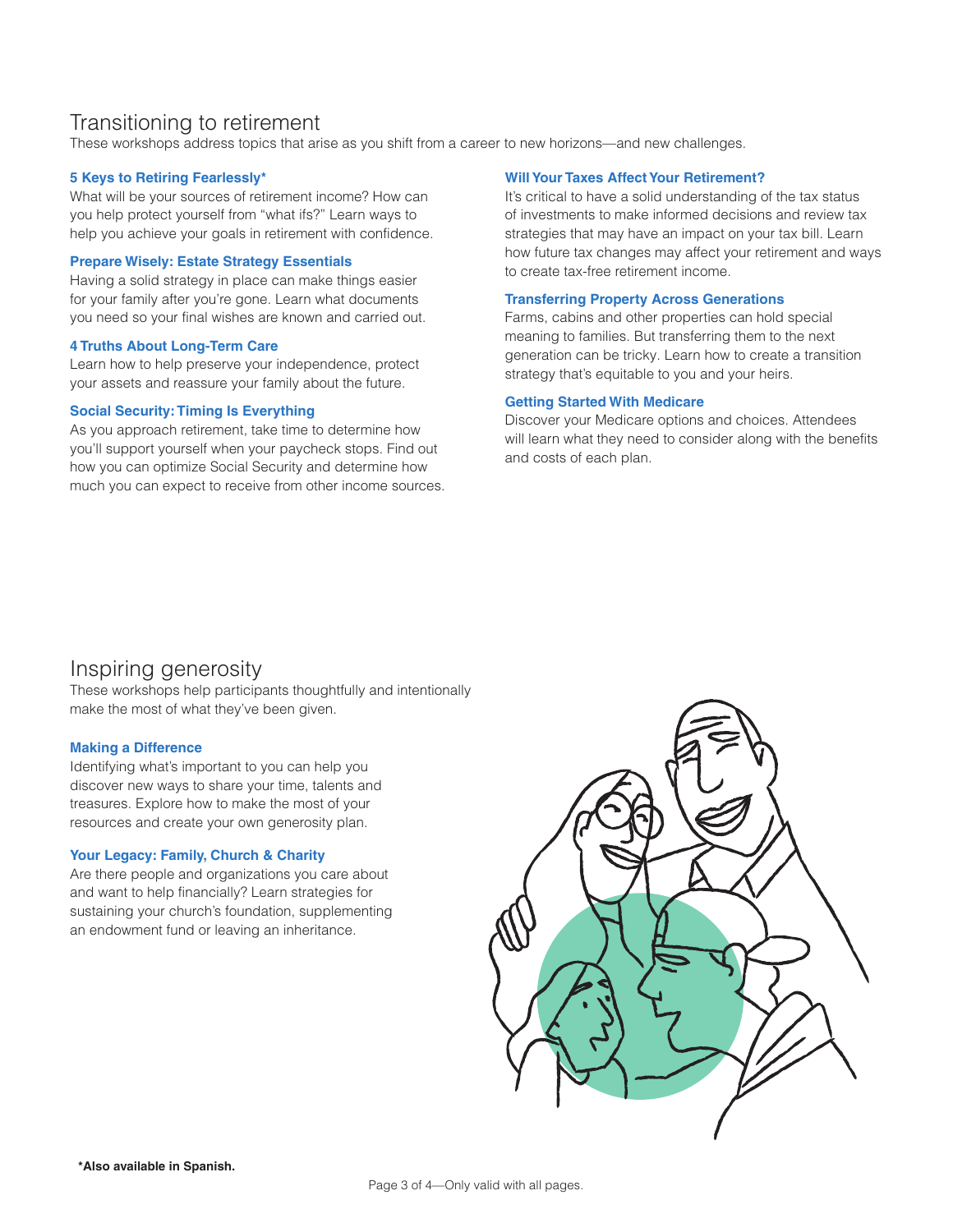## Transitioning to retirement

These workshops address topics that arise as you shift from a career to new horizons—and new challenges.

### 5 Keys to Retiring Fearlessly*

What will be your sources of retirement income? How can you help protect yourself from "what ifs?" Learn ways to help you achieve your goals in retirement with confidence.

### Prepare Wisely: Estate Strategy Essentials

Having a solid strategy in place can make things easier for your family after you're gone. Learn what documents you need so your final wishes are known and carried out.

### 4 Truths About Long-Term Care

Learn how to help preserve your independence, protect your assets and reassure your family about the future.

### Social Security: Timing Is Everything

As you approach retirement, take time to determine how you'll support yourself when your paycheck stops. Find out how you can optimize Social Security and determine how much you can expect to receive from other income sources.

### Will Your Taxes Affect Your Retirement?

It's critical to have a solid understanding of the tax status of investments to make informed decisions and review tax strategies that may have an impact on your tax bill. Learn how future tax changes may affect your retirement and ways to create tax-free retirement income.

### Transferring Property Across Generations

Farms, cabins and other properties can hold special meaning to families. But transferring them to the next generation can be tricky. Learn how to create a transition strategy that's equitable to you and your heirs.

### Getting Started With Medicare

Discover your Medicare options and choices. Attendees will learn what they need to consider along with the benefits and costs of each plan.

## Inspiring generosity

These workshops help participants thoughtfully and intentionally make the most of what they've been given.

### Making a Difference

Identifying what's important to you can help you discover new ways to share your time, talents and treasures. Explore how to make the most of your resources and create your own generosity plan.

### Your Legacy: Family, Church & Charity

Are there people and organizations you care about and want to help financially? Learn strategies for sustaining your church's foundation, supplementing an endowment fund or leaving an inheritance.

**\*Also available in Spanish.**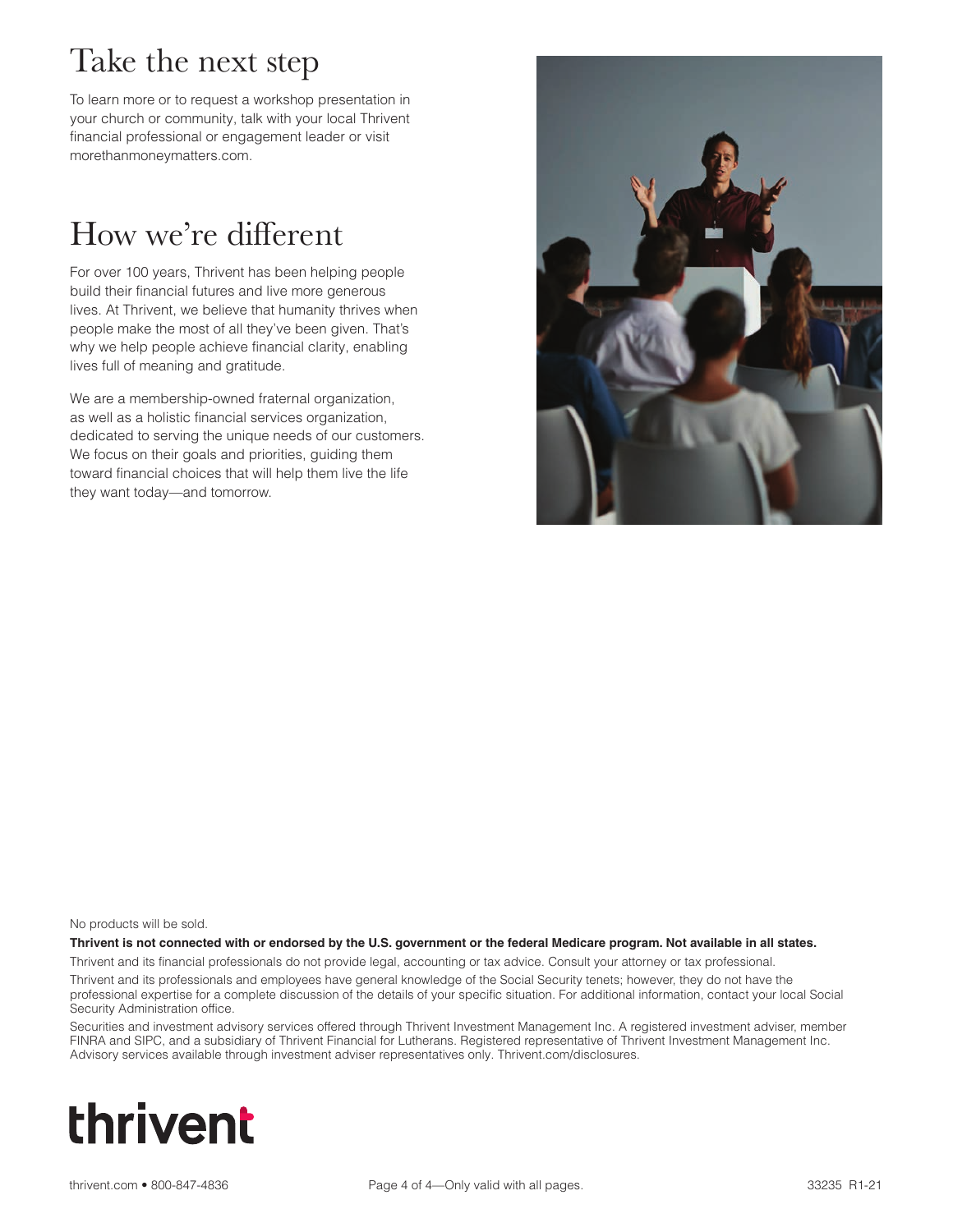# Take the next step

To learn more or to request a workshop presentation in your church or community, talk with your local Thrivent financial professional or engagement leader or visit morethanmoneymatters.com.

# How we're different

For over 100 years, Thrivent has been helping people build their financial futures and live more generous lives. At Thrivent, we believe that humanity thrives when people make the most of all they've been given. That's why we help people achieve financial clarity, enabling lives full of meaning and gratitude.

We are a membership-owned fraternal organization, as well as a holistic financial services organization, dedicated to serving the unique needs of our customers. We focus on their goals and priorities, guiding them toward financial choices that will help them live the life they want today—and tomorrow.

No products will be sold.

**Thrivent is not connected with or endorsed by the U.S. government or the federal Medicare program. Not available in all states.**

Thrivent and its financial professionals do not provide legal, accounting or tax advice. Consult your attorney or tax professional.

Thrivent and its professionals and employees have general knowledge of the Social Security tenets; however, they do not have the professional expertise for a complete discussion of the details of your specific situation. For additional information, contact your local Social Security Administration office.

Securities and investment advisory services offered through Thrivent Investment Management Inc. A registered investment adviser, member FINRA and SIPC, and a subsidiary of Thrivent Financial for Lutherans. Registered representative of Thrivent Investment Management Inc. Advisory services available through investment adviser representatives only. Thrivent.com/disclosures.

thrivent

thrivent.com • 800-847-4836

Only valid with all pages.

33235 R1-21